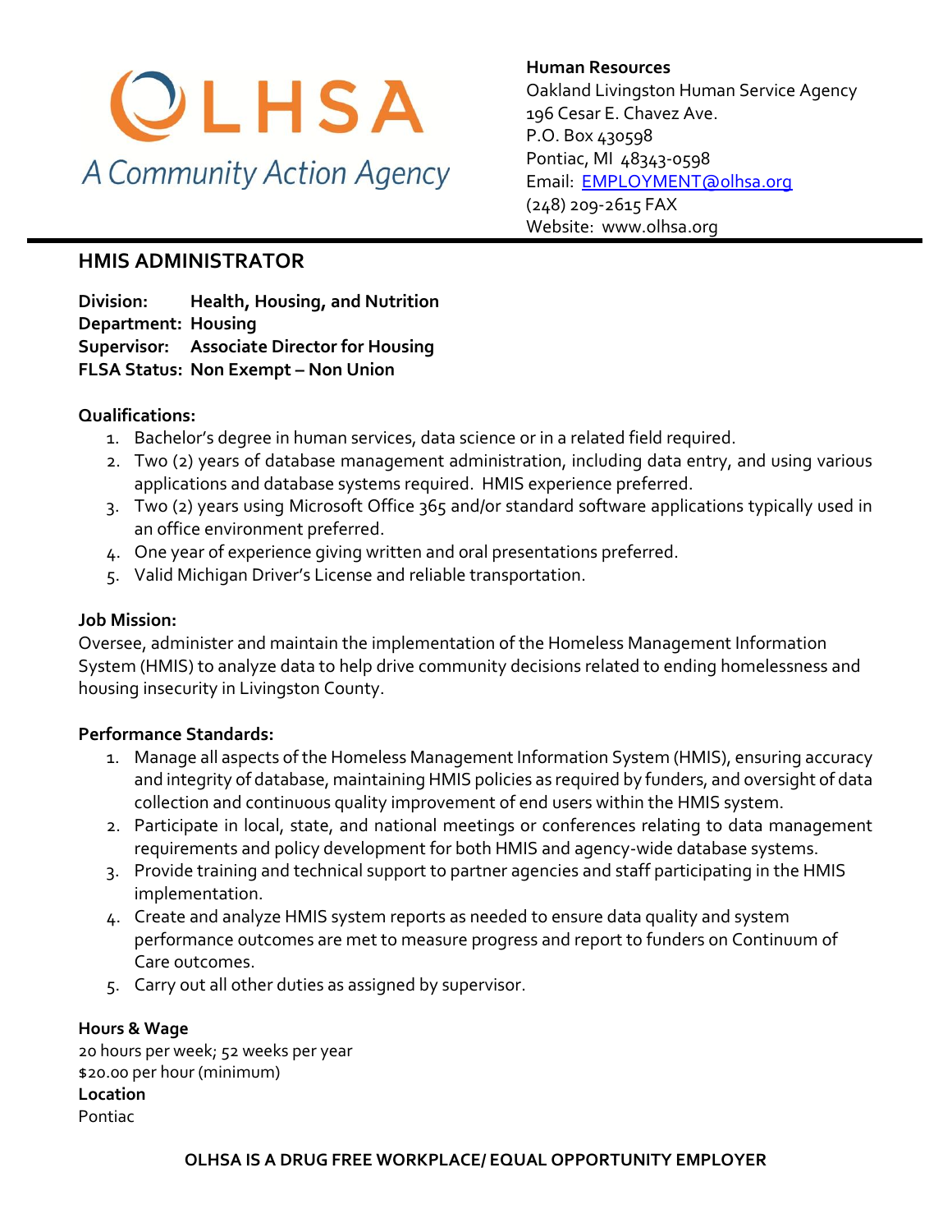OLHSA

A Community Action Agency

**Human Resources**
Oakland Livingston Human Service Agency
196 Cesar E. Chavez Ave.
P.O. Box 430598
Pontiac, MI 48343-0598
Email: [EMPLOYMENT@olhsa.org](mailto:EMPLOYMENT@olhsa.org)
(248) 209-2615 FAX
Website: www.olhsa.org

---

## HMIS ADMINISTRATOR

**Division:** **Health, Housing, and Nutrition**
**Department:** **Housing**
**Supervisor:** **Associate Director for Housing**
**FLSA Status:** **Non Exempt – Non Union**

### Qualifications:

1. Bachelor's degree in human services, data science or in a related field required.
2. Two (2) years of database management administration, including data entry, and using various applications and database systems required. HMIS experience preferred.
3. Two (2) years using Microsoft Office 365 and/or standard software applications typically used in an office environment preferred.
4. One year of experience giving written and oral presentations preferred.
5. Valid Michigan Driver's License and reliable transportation.

### Job Mission:

Oversee, administer and maintain the implementation of the Homeless Management Information System (HMIS) to analyze data to help drive community decisions related to ending homelessness and housing insecurity in Livingston County.

### Performance Standards:

1. Manage all aspects of the Homeless Management Information System (HMIS), ensuring accuracy and integrity of database, maintaining HMIS policies as required by funders, and oversight of data collection and continuous quality improvement of end users within the HMIS system.
2. Participate in local, state, and national meetings or conferences relating to data management requirements and policy development for both HMIS and agency-wide database systems.
3. Provide training and technical support to partner agencies and staff participating in the HMIS implementation.
4. Create and analyze HMIS system reports as needed to ensure data quality and system performance outcomes are met to measure progress and report to funders on Continuum of Care outcomes.
5. Carry out all other duties as assigned by supervisor.

### Hours & Wage

20 hours per week; 52 weeks per year
$20.00 per hour (minimum)

### Location

Pontiac

**OLHSA IS A DRUG FREE WORKPLACE/ EQUAL OPPORTUNITY EMPLOYER**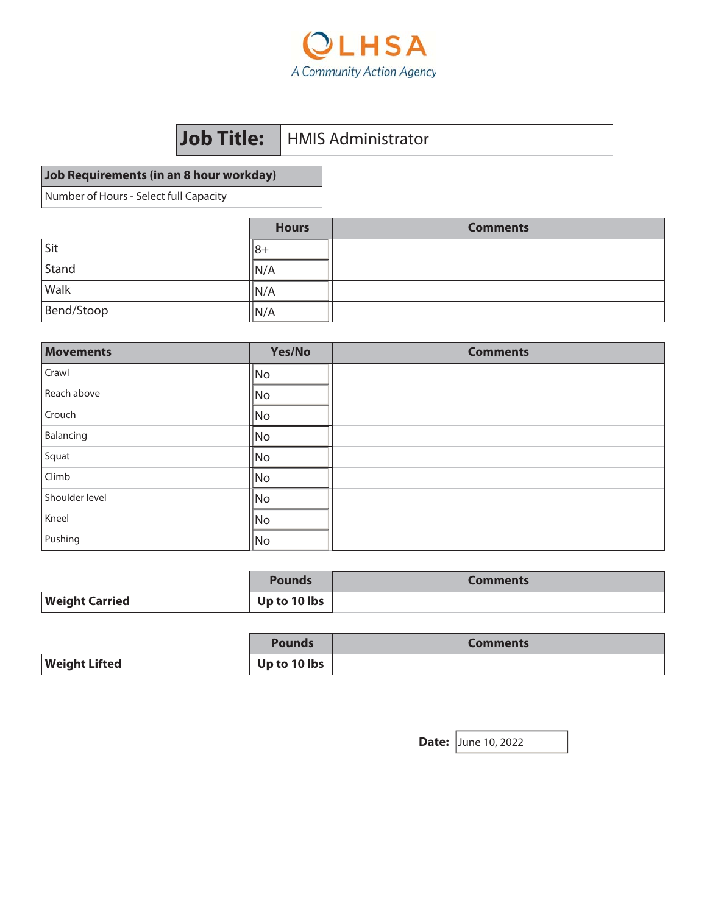OLHSA
A Community Action Agency

| Job Title: | HMIS Administrator |
|---|---|

| Job Requirements (in an 8 hour workday) |
|---|
| Number of Hours - Select full Capacity |

| | Hours | Comments |
|---|---|---|
| Sit | 8+ | |
| Stand | N/A | |
| Walk | N/A | |
| Bend/Stoop | N/A | |

| Movements | Yes/No | Comments |
|---|---|---|
| Crawl | No | |
| Reach above | No | |
| Crouch | No | |
| Balancing | No | |
| Squat | No | |
| Climb | No | |
| Shoulder level | No | |
| Kneel | No | |
| Pushing | No | |

| | Pounds | Comments |
|---|---|---|
| **Weight Carried** | **Up to 10 lbs** | |

| | Pounds | Comments |
|---|---|---|
| **Weight Lifted** | **Up to 10 lbs** | |

**Date:** June 10, 2022